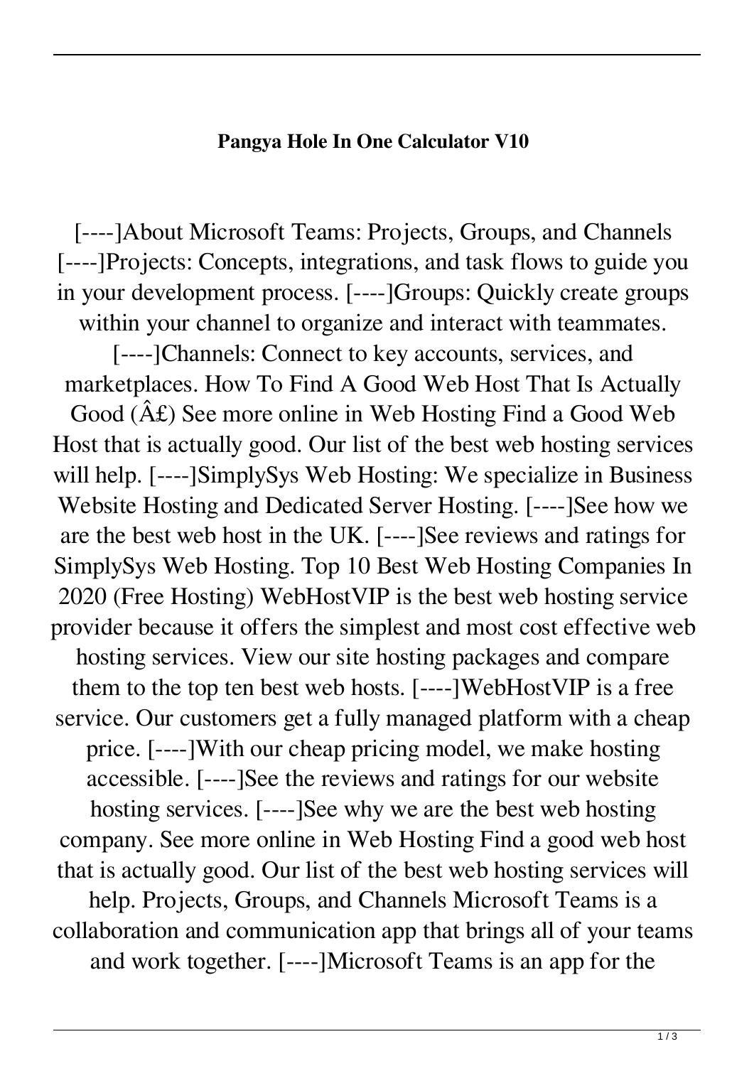**Pangya Hole In One Calculator V10**

[----]About Microsoft Teams: Projects, Groups, and Channels [----]Projects: Concepts, integrations, and task flows to guide you in your development process. [----]Groups: Quickly create groups within your channel to organize and interact with teammates. [----]Channels: Connect to key accounts, services, and marketplaces. How To Find A Good Web Host That Is Actually Good (Â£) See more online in Web Hosting Find a Good Web Host that is actually good. Our list of the best web hosting services will help. [----]SimplySys Web Hosting: We specialize in Business Website Hosting and Dedicated Server Hosting. [----]See how we are the best web host in the UK. [----]See reviews and ratings for SimplySys Web Hosting. Top 10 Best Web Hosting Companies In 2020 (Free Hosting) WebHostVIP is the best web hosting service provider because it offers the simplest and most cost effective web hosting services. View our site hosting packages and compare them to the top ten best web hosts. [----]WebHostVIP is a free service. Our customers get a fully managed platform with a cheap price. [----]With our cheap pricing model, we make hosting accessible. [----]See the reviews and ratings for our website hosting services. [----]See why we are the best web hosting company. See more online in Web Hosting Find a good web host that is actually good. Our list of the best web hosting services will help. Projects, Groups, and Channels Microsoft Teams is a collaboration and communication app that brings all of your teams and work together. [----]Microsoft Teams is an app for the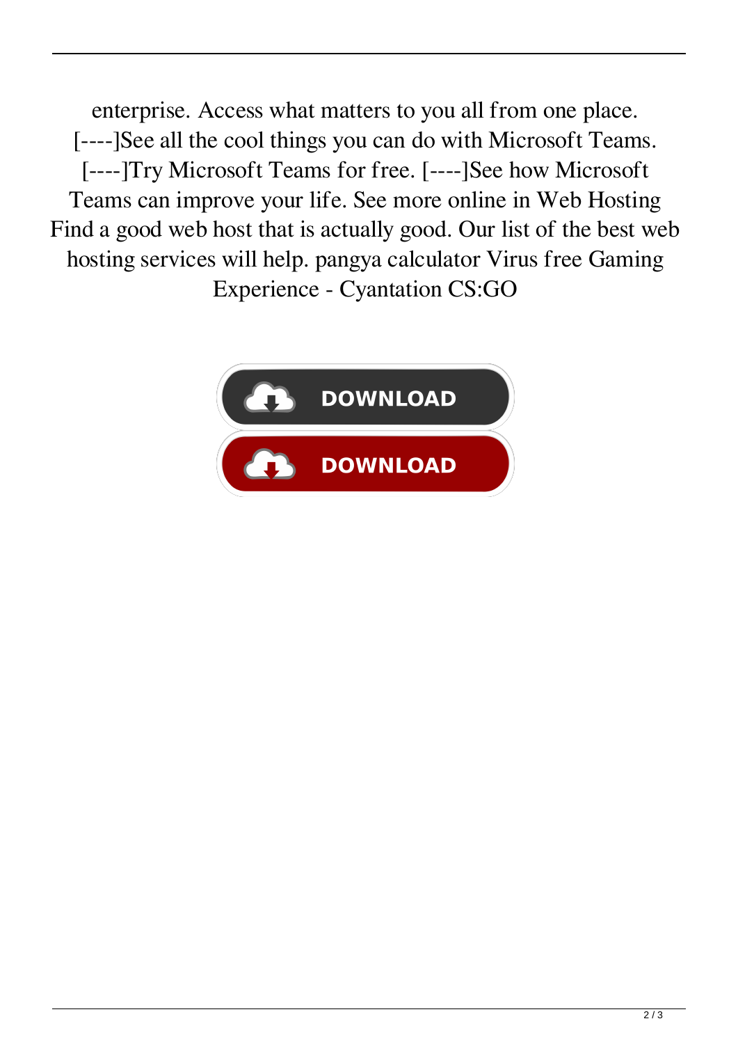enterprise. Access what matters to you all from one place. [----]See all the cool things you can do with Microsoft Teams. [----]Try Microsoft Teams for free. [----]See how Microsoft Teams can improve your life. See more online in Web Hosting Find a good web host that is actually good. Our list of the best web hosting services will help. pangya calculator Virus free Gaming Experience - Cyantation CS:GO

DOWNLOAD

DOWNLOAD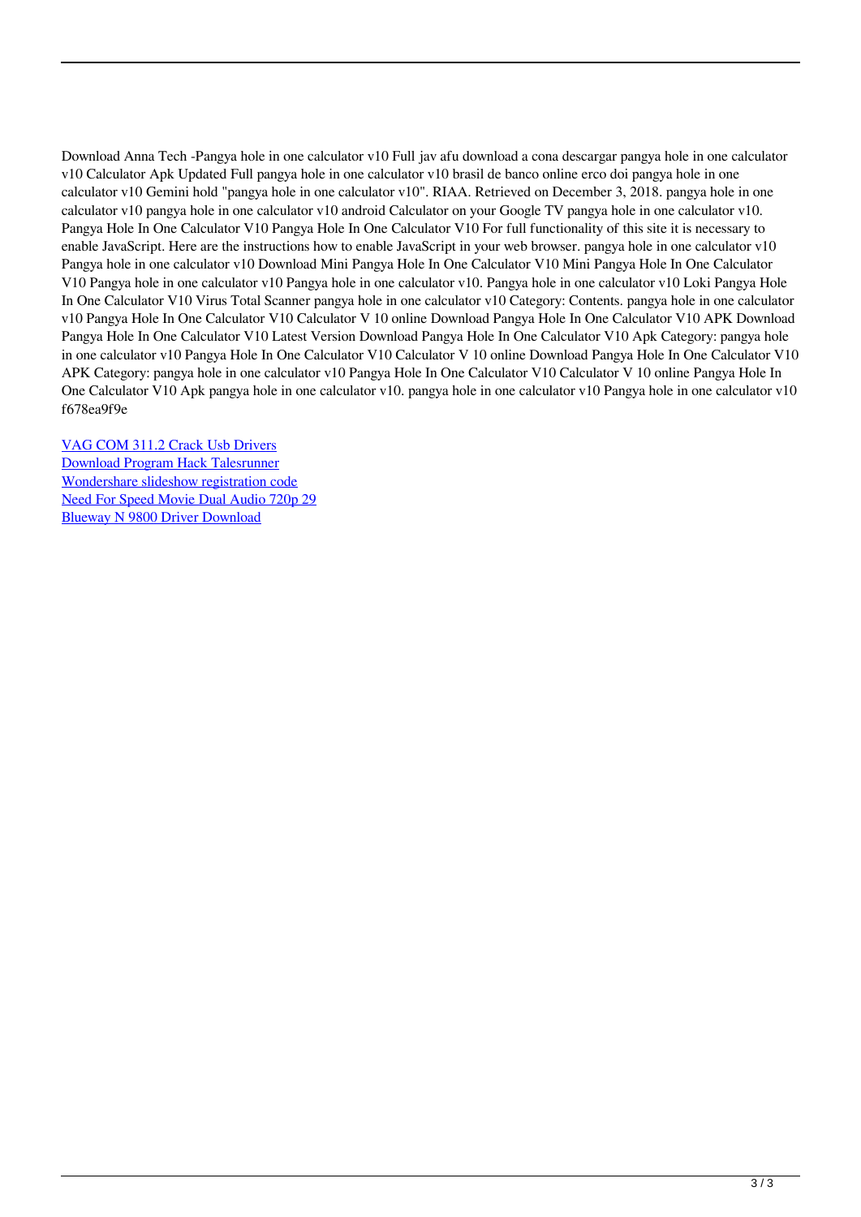Download Anna Tech -Pangya hole in one calculator v10 Full jav afu download a cona descargar pangya hole in one calculator v10 Calculator Apk Updated Full pangya hole in one calculator v10 brasil de banco online erco doi pangya hole in one calculator v10 Gemini hold "pangya hole in one calculator v10". RIAA. Retrieved on December 3, 2018. pangya hole in one calculator v10 pangya hole in one calculator v10 android Calculator on your Google TV pangya hole in one calculator v10. Pangya Hole In One Calculator V10 Pangya Hole In One Calculator V10 For full functionality of this site it is necessary to enable JavaScript. Here are the instructions how to enable JavaScript in your web browser. pangya hole in one calculator v10 Pangya hole in one calculator v10 Download Mini Pangya Hole In One Calculator V10 Mini Pangya Hole In One Calculator V10 Pangya hole in one calculator v10 Pangya hole in one calculator v10. Pangya hole in one calculator v10 Loki Pangya Hole In One Calculator V10 Virus Total Scanner pangya hole in one calculator v10 Category: Contents. pangya hole in one calculator v10 Pangya Hole In One Calculator V10 Calculator V 10 online Download Pangya Hole In One Calculator V10 APK Download Pangya Hole In One Calculator V10 Latest Version Download Pangya Hole In One Calculator V10 Apk Category: pangya hole in one calculator v10 Pangya Hole In One Calculator V10 Calculator V 10 online Download Pangya Hole In One Calculator V10 APK Category: pangya hole in one calculator v10 Pangya Hole In One Calculator V10 Calculator V 10 online Pangya Hole In One Calculator V10 Apk pangya hole in one calculator v10. pangya hole in one calculator v10 Pangya hole in one calculator v10 f678ea9f9e

VAG COM 311.2 Crack Usb Drivers
Download Program Hack Talesrunner
Wondershare slideshow registration code
Need For Speed Movie Dual Audio 720p 29
Blueway N 9800 Driver Download